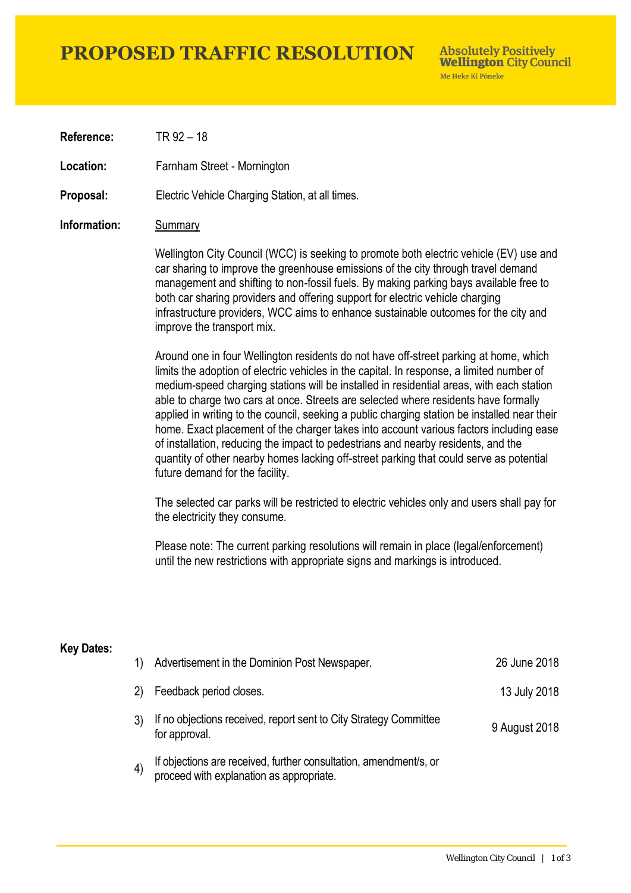# PROPOSED TRAFFIC RESOLUTION

**Absolutely Positively Wellington City Council**
Me Heke Ki Pōneke

**Reference:** TR 92 – 18

**Location:** Farnham Street - Mornington

**Proposal:** Electric Vehicle Charging Station, at all times.

**Information:** Summary

Wellington City Council (WCC) is seeking to promote both electric vehicle (EV) use and car sharing to improve the greenhouse emissions of the city through travel demand management and shifting to non-fossil fuels. By making parking bays available free to both car sharing providers and offering support for electric vehicle charging infrastructure providers, WCC aims to enhance sustainable outcomes for the city and improve the transport mix.

Around one in four Wellington residents do not have off-street parking at home, which limits the adoption of electric vehicles in the capital. In response, a limited number of medium-speed charging stations will be installed in residential areas, with each station able to charge two cars at once. Streets are selected where residents have formally applied in writing to the council, seeking a public charging station be installed near their home. Exact placement of the charger takes into account various factors including ease of installation, reducing the impact to pedestrians and nearby residents, and the quantity of other nearby homes lacking off-street parking that could serve as potential future demand for the facility.

The selected car parks will be restricted to electric vehicles only and users shall pay for the electricity they consume.

Please note: The current parking resolutions will remain in place (legal/enforcement) until the new restrictions with appropriate signs and markings is introduced.

**Key Dates:**

| | | |
|---|---|---|
| 1) | Advertisement in the Dominion Post Newspaper. | 26 June 2018 |
| 2) | Feedback period closes. | 13 July 2018 |
| 3) | If no objections received, report sent to City Strategy Committee for approval. | 9 August 2018 |
| 4) | If objections are received, further consultation, amendment/s, or proceed with explanation as appropriate. | |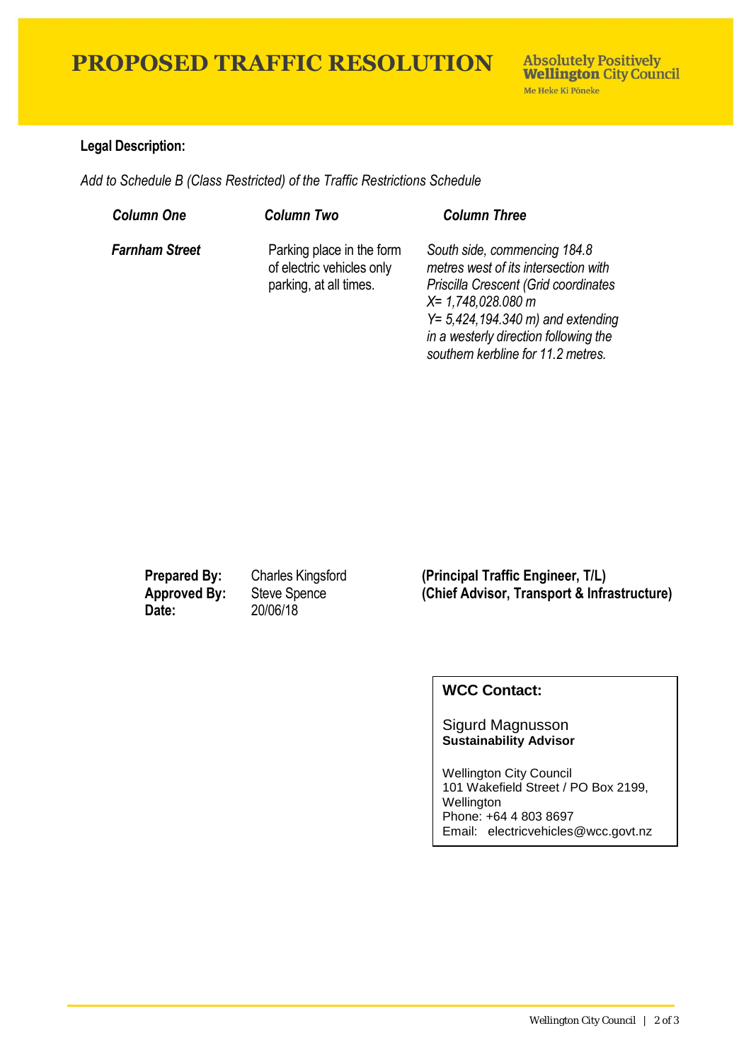# PROPOSED TRAFFIC RESOLUTION

Absolutely Positively **Wellington** City Council
Me Heke Ki Pōneke

**Legal Description:**

*Add to Schedule B (Class Restricted) of the Traffic Restrictions Schedule*

| *Column One* | *Column Two* | *Column Three* |
|---|---|---|
| ***Farnham Street*** | Parking place in the form of electric vehicles only parking, at all times. | *South side, commencing 184.8 metres west of its intersection with Priscilla Crescent (Grid coordinates X= 1,748,028.080 m Y= 5,424,194.340 m) and extending in a westerly direction following the southern kerbline for 11.2 metres.* |

**Prepared By:** Charles Kingsford **(Principal Traffic Engineer, T/L)**
**Approved By:** Steve Spence **(Chief Advisor, Transport & Infrastructure)**
**Date:** 20/06/18

**WCC Contact:**

Sigurd Magnusson
**Sustainability Advisor**

Wellington City Council
101 Wakefield Street / PO Box 2199,
Wellington
Phone: +64 4 803 8697
Email: electricvehicles@wcc.govt.nz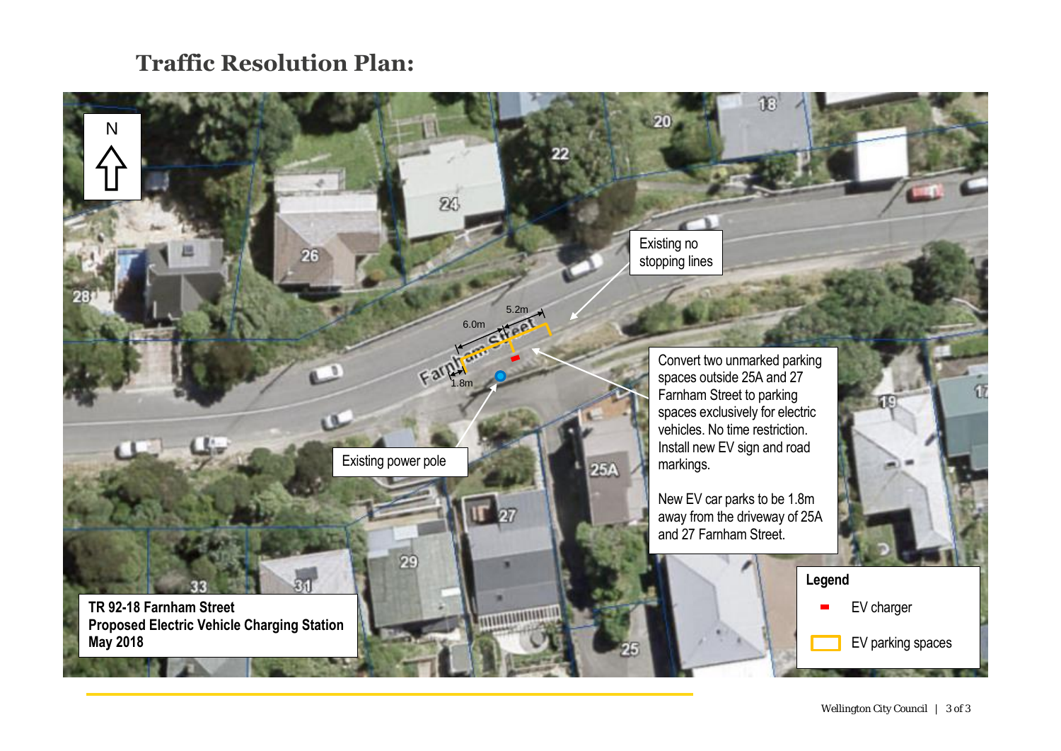# Traffic Resolution Plan:

N

Existing no stopping lines

6.0m

5.2m

1.8m

Farnham Street

Existing power pole

Convert two unmarked parking spaces outside 25A and 27 Farnham Street to parking spaces exclusively for electric vehicles. No time restriction. Install new EV sign and road markings.

New EV car parks to be 1.8m away from the driveway of 25A and 27 Farnham Street.

18
20
22
24
26
28
19
17
25A
27
29
31
33
25

**Legend**

EV charger

EV parking spaces

**TR 92-18 Farnham Street**
**Proposed Electric Vehicle Charging Station**
**May 2018**